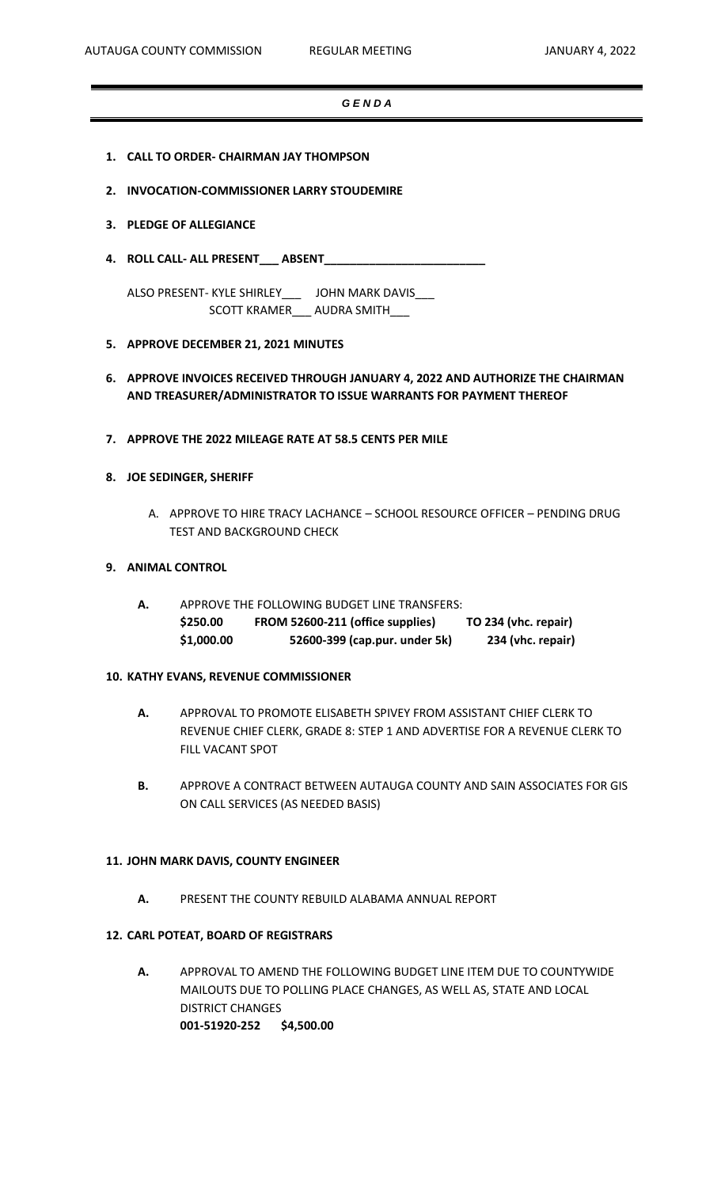# *G E N D A*

1. **CALL TO ORDER- CHAIRMAN JAY THOMPSON**
2. **INVOCATION-COMMISSIONER LARRY STOUDEMIRE**
3. **PLEDGE OF ALLEGIANCE**
4. **ROLL CALL- ALL PRESENT___ ABSENT_________________________**

   ALSO PRESENT- KYLE SHIRLEY___ JOHN MARK DAVIS___
   SCOTT KRAMER___ AUDRA SMITH___

5. **APPROVE DECEMBER 21, 2021 MINUTES**
6. **APPROVE INVOICES RECEIVED THROUGH JANUARY 4, 2022 AND AUTHORIZE THE CHAIRMAN AND TREASURER/ADMINISTRATOR TO ISSUE WARRANTS FOR PAYMENT THEREOF**
7. **APPROVE THE 2022 MILEAGE RATE AT 58.5 CENTS PER MILE**
8. **JOE SEDINGER, SHERIFF**

   A. APPROVE TO HIRE TRACY LACHANCE – SCHOOL RESOURCE OFFICER – PENDING DRUG TEST AND BACKGROUND CHECK

9. **ANIMAL CONTROL**

   **A.** APPROVE THE FOLLOWING BUDGET LINE TRANSFERS:

   | | | |
   |---|---|---|
   | **$250.00** | **FROM 52600-211 (office supplies)** | **TO 234 (vhc. repair)** |
   | **$1,000.00** | **52600-399 (cap.pur. under 5k)** | **234 (vhc. repair)** |

10. **KATHY EVANS, REVENUE COMMISSIONER**

    **A.** APPROVAL TO PROMOTE ELISABETH SPIVEY FROM ASSISTANT CHIEF CLERK TO REVENUE CHIEF CLERK, GRADE 8: STEP 1 AND ADVERTISE FOR A REVENUE CLERK TO FILL VACANT SPOT

    **B.** APPROVE A CONTRACT BETWEEN AUTAUGA COUNTY AND SAIN ASSOCIATES FOR GIS ON CALL SERVICES (AS NEEDED BASIS)

11. **JOHN MARK DAVIS, COUNTY ENGINEER**

    **A.** PRESENT THE COUNTY REBUILD ALABAMA ANNUAL REPORT

12. **CARL POTEAT, BOARD OF REGISTRARS**

    **A.** APPROVAL TO AMEND THE FOLLOWING BUDGET LINE ITEM DUE TO COUNTYWIDE MAILOUTS DUE TO POLLING PLACE CHANGES, AS WELL AS, STATE AND LOCAL DISTRICT CHANGES
    **001-51920-252 $4,500.00**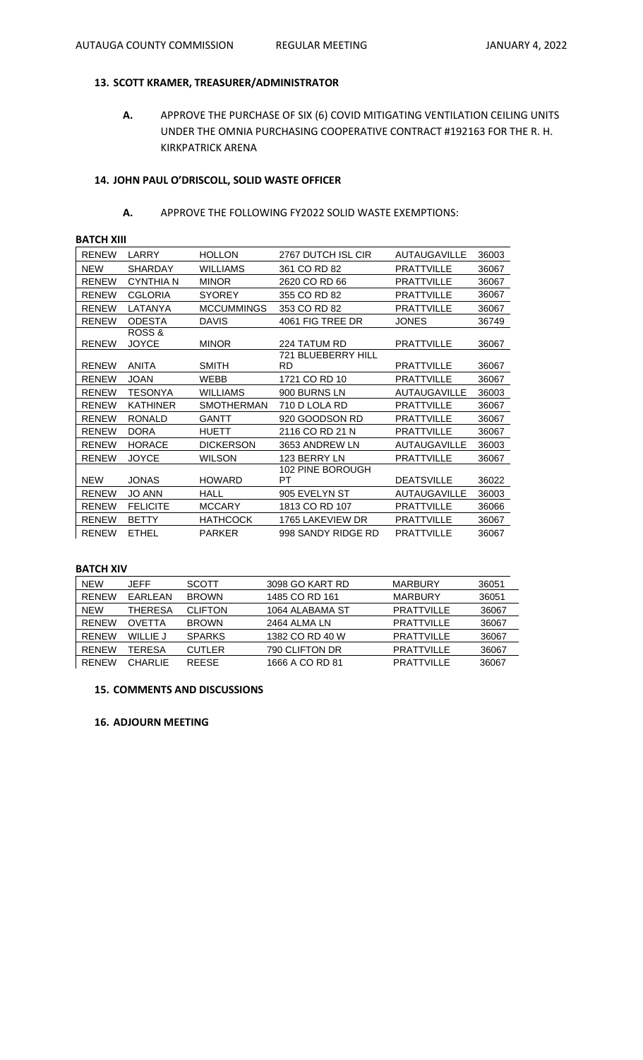**13. SCOTT KRAMER, TREASURER/ADMINISTRATOR**

**A.** APPROVE THE PURCHASE OF SIX (6) COVID MITIGATING VENTILATION CEILING UNITS UNDER THE OMNIA PURCHASING COOPERATIVE CONTRACT #192163 FOR THE R. H. KIRKPATRICK ARENA

**14. JOHN PAUL O'DRISCOLL, SOLID WASTE OFFICER**

**A.** APPROVE THE FOLLOWING FY2022 SOLID WASTE EXEMPTIONS:

**BATCH XIII**

| | | | | | |
|---|---|---|---|---|---|
| RENEW | LARRY | HOLLON | 2767 DUTCH ISL CIR | AUTAUGAVILLE | 36003 |
| NEW | SHARDAY | WILLIAMS | 361 CO RD 82 | PRATTVILLE | 36067 |
| RENEW | CYNTHIA N | MINOR | 2620 CO RD 66 | PRATTVILLE | 36067 |
| RENEW | CGLORIA | SYOREY | 355 CO RD 82 | PRATTVILLE | 36067 |
| RENEW | LATANYA | MCCUMMINGS | 353 CO RD 82 | PRATTVILLE | 36067 |
| RENEW | ODESTA | DAVIS | 4061 FIG TREE DR | JONES | 36749 |
| RENEW | ROSS & JOYCE | MINOR | 224 TATUM RD | PRATTVILLE | 36067 |
| RENEW | ANITA | SMITH | 721 BLUEBERRY HILL RD | PRATTVILLE | 36067 |
| RENEW | JOAN | WEBB | 1721 CO RD 10 | PRATTVILLE | 36067 |
| RENEW | TESONYA | WILLIAMS | 900 BURNS LN | AUTAUGAVILLE | 36003 |
| RENEW | KATHINER | SMOTHERMAN | 710 D LOLA RD | PRATTVILLE | 36067 |
| RENEW | RONALD | GANTT | 920 GOODSON RD | PRATTVILLE | 36067 |
| RENEW | DORA | HUETT | 2116 CO RD 21 N | PRATTVILLE | 36067 |
| RENEW | HORACE | DICKERSON | 3653 ANDREW LN | AUTAUGAVILLE | 36003 |
| RENEW | JOYCE | WILSON | 123 BERRY LN | PRATTVILLE | 36067 |
| NEW | JONAS | HOWARD | 102 PINE BOROUGH PT | DEATSVILLE | 36022 |
| RENEW | JO ANN | HALL | 905 EVELYN ST | AUTAUGAVILLE | 36003 |
| RENEW | FELICITE | MCCARY | 1813 CO RD 107 | PRATTVILLE | 36066 |
| RENEW | BETTY | HATHCOCK | 1765 LAKEVIEW DR | PRATTVILLE | 36067 |
| RENEW | ETHEL | PARKER | 998 SANDY RIDGE RD | PRATTVILLE | 36067 |

**BATCH XIV**

| | | | | | |
|---|---|---|---|---|---|
| NEW | JEFF | SCOTT | 3098 GO KART RD | MARBURY | 36051 |
| RENEW | EARLEAN | BROWN | 1485 CO RD 161 | MARBURY | 36051 |
| NEW | THERESA | CLIFTON | 1064 ALABAMA ST | PRATTVILLE | 36067 |
| RENEW | OVETTA | BROWN | 2464 ALMA LN | PRATTVILLE | 36067 |
| RENEW | WILLIE J | SPARKS | 1382 CO RD 40 W | PRATTVILLE | 36067 |
| RENEW | TERESA | CUTLER | 790 CLIFTON DR | PRATTVILLE | 36067 |
| RENEW | CHARLIE | REESE | 1666 A CO RD 81 | PRATTVILLE | 36067 |

**15. COMMENTS AND DISCUSSIONS**

**16. ADJOURN MEETING**